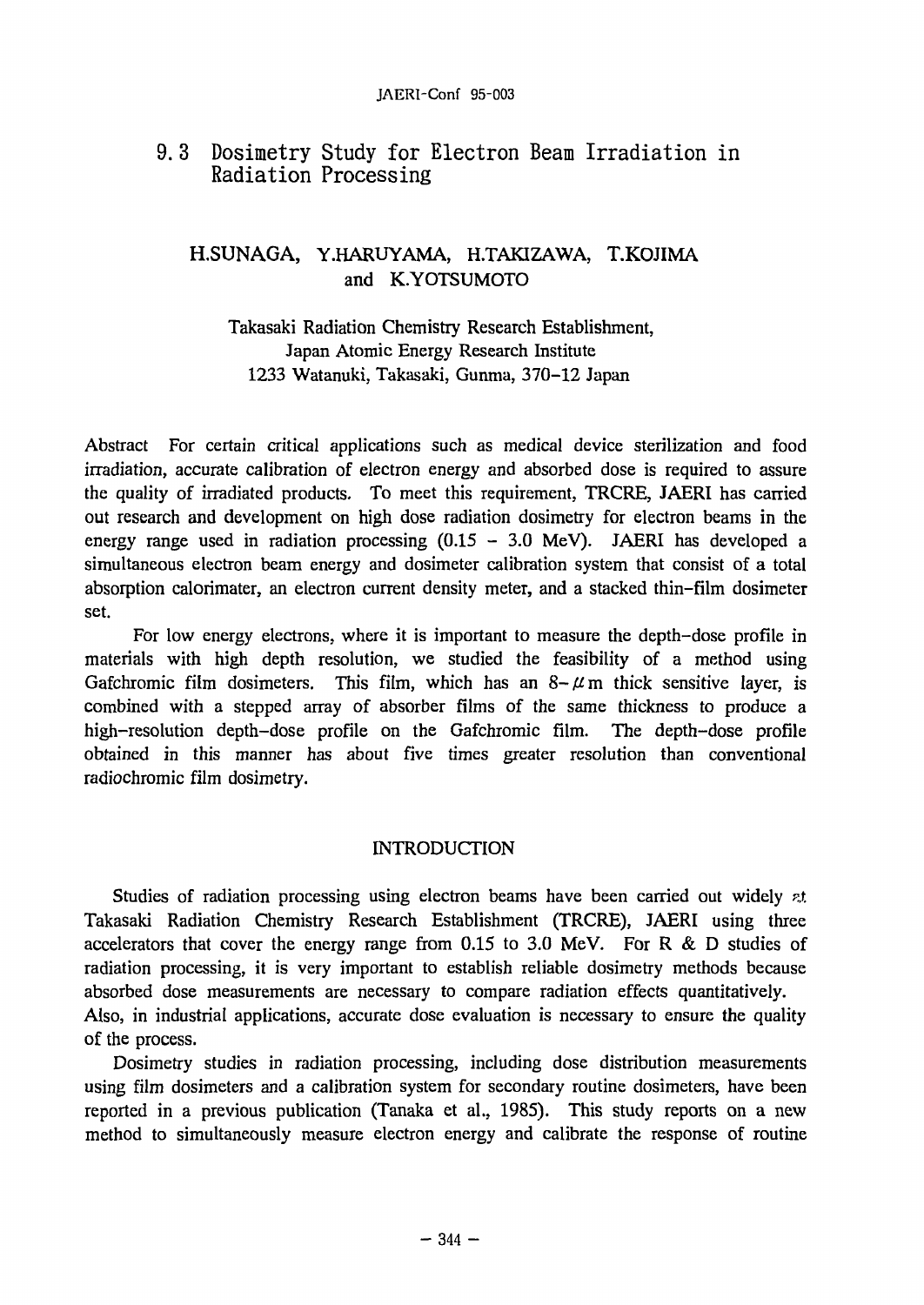# 9.3 Dosimetry Study for Electron Beam Irradiation in Radiation Processing

**H.SUNAGA, Y.HARUYAMA, H.TAKIZAWA, T.KOJIMA and K.YOTSUMOTO**

Takasaki Radiation Chemistry Research Establishment,
Japan Atomic Energy Research Institute
1233 Watanuki, Takasaki, Gunma, 370-12 Japan

Abstract For certain critical applications such as medical device sterilization and food irradiation, accurate calibration of electron energy and absorbed dose is required to assure the quality of irradiated products. To meet this requirement, TRCRE, JAERI has carried out research and development on high dose radiation dosimetry for electron beams in the energy range used in radiation processing (0.15 – 3.0 MeV). JAERI has developed a simultaneous electron beam energy and dosimeter calibration system that consist of a total absorption calorimater, an electron current density meter, and a stacked thin-film dosimeter set.

For low energy electrons, where it is important to measure the depth-dose profile in materials with high depth resolution, we studied the feasibility of a method using Gafchromic film dosimeters. This film, which has an 8-$\mu$m thick sensitive layer, is combined with a stepped array of absorber films of the same thickness to produce a high-resolution depth-dose profile on the Gafchromic film. The depth-dose profile obtained in this manner has about five times greater resolution than conventional radiochromic film dosimetry.

## INTRODUCTION

Studies of radiation processing using electron beams have been carried out widely at Takasaki Radiation Chemistry Research Establishment (TRCRE), JAERI using three accelerators that cover the energy range from 0.15 to 3.0 MeV. For R & D studies of radiation processing, it is very important to establish reliable dosimetry methods because absorbed dose measurements are necessary to compare radiation effects quantitatively. Also, in industrial applications, accurate dose evaluation is necessary to ensure the quality of the process.

Dosimetry studies in radiation processing, including dose distribution measurements using film dosimeters and a calibration system for secondary routine dosimeters, have been reported in a previous publication (Tanaka et al., 1985). This study reports on a new method to simultaneously measure electron energy and calibrate the response of routine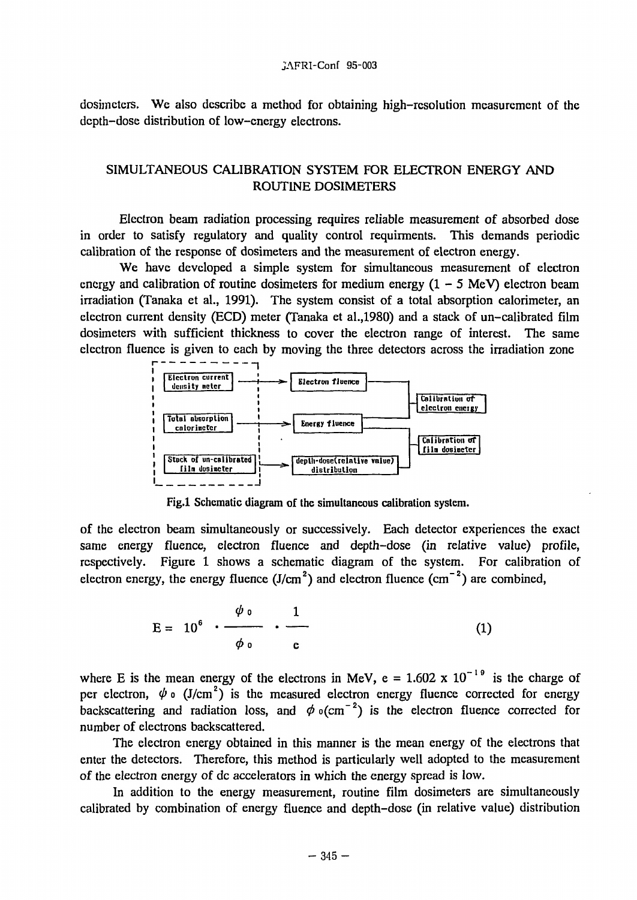dosimeters. We also describe a method for obtaining high-resolution measurement of the depth-dose distribution of low-energy electrons.

## SIMULTANEOUS CALIBRATION SYSTEM FOR ELECTRON ENERGY AND ROUTINE DOSIMETERS

Electron beam radiation processing requires reliable measurement of absorbed dose in order to satisfy regulatory and quality control requirments. This demands periodic calibration of the response of dosimeters and the measurement of electron energy.

We have developed a simple system for simultaneous measurement of electron energy and calibration of routine dosimeters for medium energy (1 – 5 MeV) electron beam irradiation (Tanaka et al., 1991). The system consist of a total absorption calorimeter, an electron current density (ECD) meter (Tanaka et al.,1980) and a stack of un-calibrated film dosimeters with sufficient thickness to cover the electron range of interest. The same electron fluence is given to each by moving the three detectors across the irradiation zone

Electron current density meter → Electron fluence

Total absorption calorimeter → Energy fluence

Stack of un-calibrated film dosimeter → depth-dose(relative value) distribution

Calibration of electron energy

Calibration of film dosimeter

Fig.1 Schematic diagram of the simultaneous calibration system.

of the electron beam simultaneously or successively. Each detector experiences the exact same energy fluence, electron fluence and depth-dose (in relative value) profile, respectively. Figure 1 shows a schematic diagram of the system. For calibration of electron energy, the energy fluence (J/cm$^2$) and electron fluence (cm$^{-2}$) are combined,

$$E = 10^6 \cdot \frac{\psi_0}{\phi_0} \cdot \frac{1}{e} \qquad (1)$$

where E is the mean energy of the electrons in MeV, $e = 1.602 \times 10^{-19}$ is the charge of per electron, $\psi_0$ (J/cm$^2$) is the measured electron energy fluence corrected for energy backscattering and radiation loss, and $\phi_0$(cm$^{-2}$) is the electron fluence corrected for number of electrons backscattered.

The electron energy obtained in this manner is the mean energy of the electrons that enter the detectors. Therefore, this method is particularly well adopted to the measurement of the electron energy of dc accelerators in which the energy spread is low.

In addition to the energy measurement, routine film dosimeters are simultaneously calibrated by combination of energy fluence and depth-dose (in relative value) distribution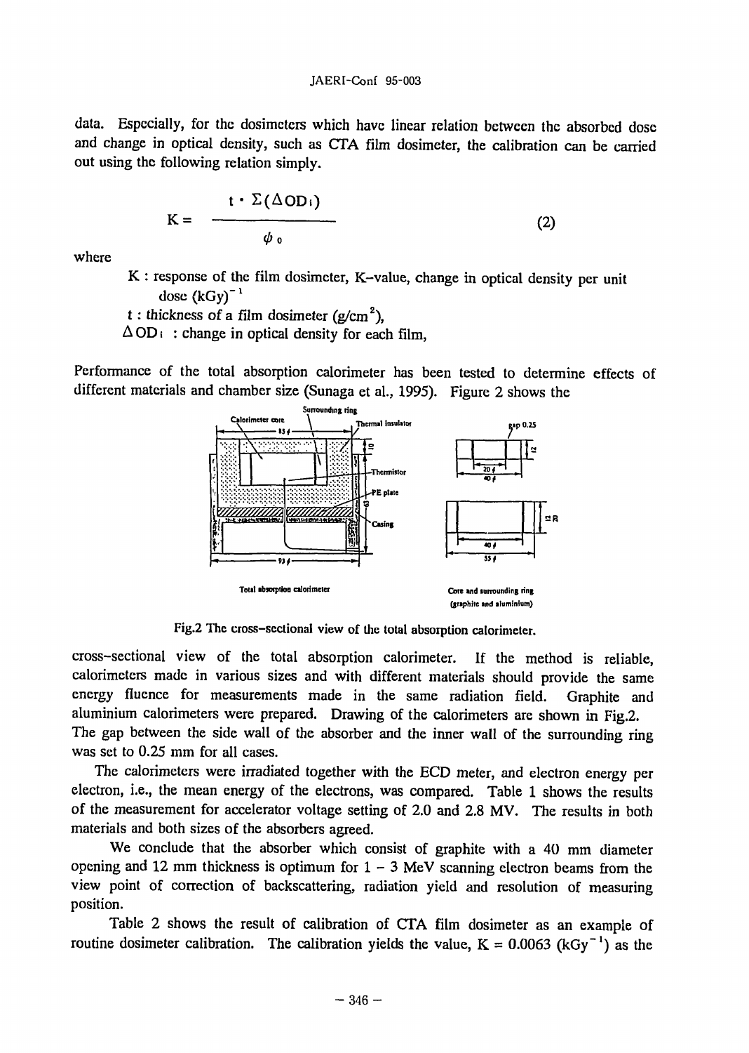data. Especially, for the dosimeters which have linear relation between the absorbed dose and change in optical density, such as CTA film dosimeter, the calibration can be carried out using the following relation simply.

$$K = \frac{t \cdot \Sigma(\Delta OD_i)}{\phi_0} \qquad (2)$$

where

- $K$ : response of the film dosimeter, K-value, change in optical density per unit dose $(kGy)^{-1}$
- $t$ : thickness of a film dosimeter $(g/cm^2)$,
- $\Delta OD_i$ : change in optical density for each film,

Performance of the total absorption calorimeter has been tested to determine effects of different materials and chamber size (Sunaga et al., 1995). Figure 2 shows the cross-sectional view of the total absorption calorimeter. If the method is reliable, calorimeters made in various sizes and with different materials should provide the same energy fluence for measurements made in the same radiation field. Graphite and aluminium calorimeters were prepared. Drawing of the calorimeters are shown in Fig.2. The gap between the side wall of the absorber and the inner wall of the surrounding ring was set to 0.25 mm for all cases.

Fig.2 The cross-sectional view of the total absorption calorimeter.

The calorimeters were irradiated together with the ECD meter, and electron energy per electron, i.e., the mean energy of the electrons, was compared. Table 1 shows the results of the measurement for accelerator voltage setting of 2.0 and 2.8 MV. The results in both materials and both sizes of the absorbers agreed.

We conclude that the absorber which consist of graphite with a 40 mm diameter opening and 12 mm thickness is optimum for 1 – 3 MeV scanning electron beams from the view point of correction of backscattering, radiation yield and resolution of measuring position.

Table 2 shows the result of calibration of CTA film dosimeter as an example of routine dosimeter calibration. The calibration yields the value, $K = 0.0063$ $(kGy^{-1})$ as the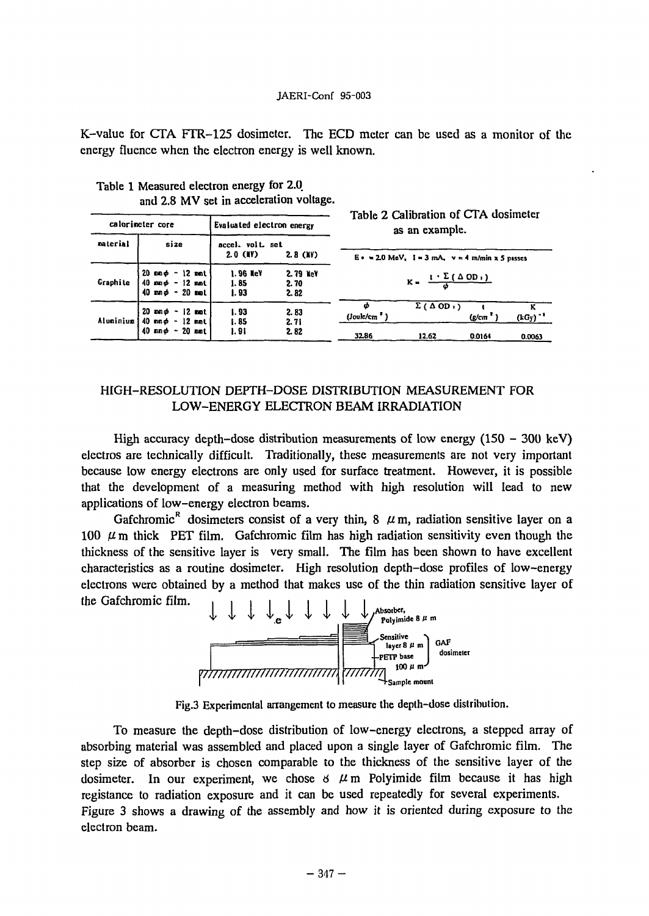K-value for CTA FTR-125 dosimeter. The ECD meter can be used as a monitor of the energy fluence when the electron energy is well known.

Table 1 Measured electron energy for 2.0 and 2.8 MV set in acceleration voltage.

| calorimeter core | | Evaluated electron energy | |
|---|---|---|---|
| material | size | accel. volt. set 2.0 (MV) | 2.8 (MV) |
| Graphite | 20 mmφ - 12 mmt | 1.96 MeV | 2.79 MeV |
| | 40 mmφ - 12 mmt | 1.85 | 2.70 |
| | 40 mmφ - 20 mmt | 1.93 | 2.82 |
| Aluminium | 20 mmφ - 12 mmt | 1.93 | 2.83 |
| | 40 mmφ - 12 mmt | 1.85 | 2.71 |
| | 40 mmφ - 20 mmt | 1.91 | 2.82 |

Table 2 Calibration of CTA dosimeter as an example.

$E_e$ = 2.0 MeV, I = 3 mA, v = 4 m/min x 5 passes

$$K = \frac{t \cdot \Sigma(\Delta OD_i)}{\phi}$$

| $\phi$ (Joule/cm$^2$) | $\Sigma(\Delta OD_i)$ | t (g/cm$^2$) | K (kGy)$^{-1}$ |
|---|---|---|---|
| 32.86 | 12.62 | 0.0164 | 0.0063 |

## HIGH-RESOLUTION DEPTH-DOSE DISTRIBUTION MEASUREMENT FOR LOW-ENERGY ELECTRON BEAM IRRADIATION

High accuracy depth-dose distribution measurements of low energy (150 - 300 keV) electros are technically difficult. Traditionally, these measurements are not very important because low energy electrons are only used for surface treatment. However, it is possible that the development of a measuring method with high resolution will lead to new applications of low-energy electron beams.

Gafchromic[R] dosimeters consist of a very thin, 8 μm, radiation sensitive layer on a 100 μm thick PET film. Gafchromic film has high radiation sensitivity even though the thickness of the sensitive layer is very small. The film has been shown to have excellent characteristics as a routine dosimeter. High resolution depth-dose profiles of low-energy electrons were obtained by a method that makes use of the thin radiation sensitive layer of the Gafchromic film.

Fig.3 Experimental arrangement to measure the depth-dose distribution.

To measure the depth-dose distribution of low-energy electrons, a stepped array of absorbing material was assembled and placed upon a single layer of Gafchromic film. The step size of absorber is chosen comparable to the thickness of the sensitive layer of the dosimeter. In our experiment, we chose 8 μm Polyimide film because it has high registance to radiation exposure and it can be used repeatedly for several experiments. Figure 3 shows a drawing of the assembly and how it is oriented during exposure to the electron beam.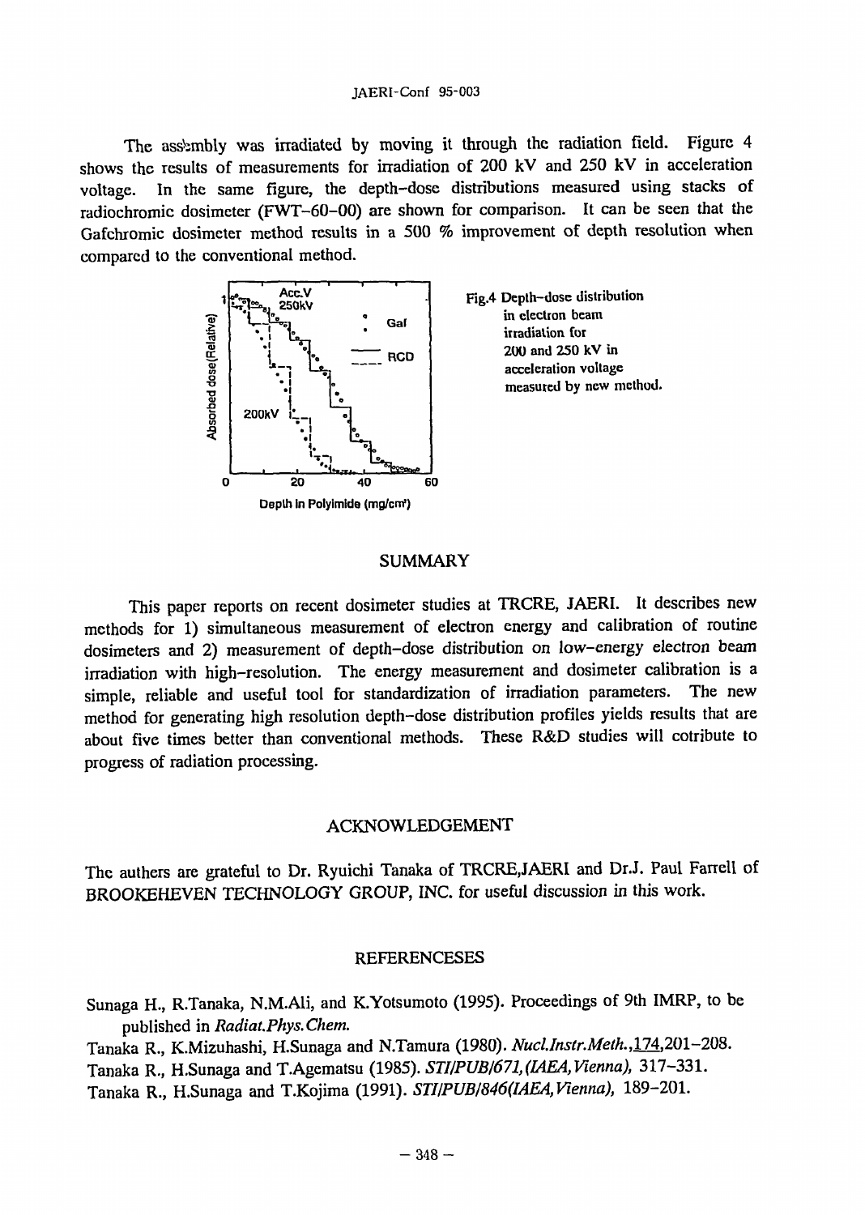The assembly was irradiated by moving it through the radiation field. Figure 4 shows the results of measurements for irradiation of 200 kV and 250 kV in acceleration voltage. In the same figure, the depth-dose distributions measured using stacks of radiochromic dosimeter (FWT-60-00) are shown for comparison. It can be seen that the Gafchromic dosimeter method results in a 500 % improvement of depth resolution when compared to the conventional method.

Acc.V
250kV
200kV
Gaf
RCD
Absorbed dose(Relative)
1
0
20
40
60
Depth in Polyimide (mg/cm²)

Fig.4 Depth-dose distribution in electron beam irradiation for 200 and 250 kV in acceleration voltage measured by new method.

## SUMMARY

This paper reports on recent dosimeter studies at TRCRE, JAERI. It describes new methods for 1) simultaneous measurement of electron energy and calibration of routine dosimeters and 2) measurement of depth-dose distribution on low-energy electron beam irradiation with high-resolution. The energy measurement and dosimeter calibration is a simple, reliable and useful tool for standardization of irradiation parameters. The new method for generating high resolution depth-dose distribution profiles yields results that are about five times better than conventional methods. These R&D studies will cotribute to progress of radiation processing.

## ACKNOWLEDGEMENT

The authers are grateful to Dr. Ryuichi Tanaka of TRCRE,JAERI and Dr.J. Paul Farrell of BROOKEHEVEN TECHNOLOGY GROUP, INC. for useful discussion in this work.

## REFERENCESES

Sunaga H., R.Tanaka, N.M.Ali, and K.Yotsumoto (1995). Proceedings of 9th IMRP, to be published in *Radiat.Phys.Chem.*

Tanaka R., K.Mizuhashi, H.Sunaga and N.Tamura (1980). *Nucl.Instr.Meth.*,174,201–208.

Tanaka R., H.Sunaga and T.Agematsu (1985). *STI/PUB/671,(IAEA,Vienna),* 317–331.

Tanaka R., H.Sunaga and T.Kojima (1991). *STI/PUB/846(IAEA,Vienna),* 189–201.